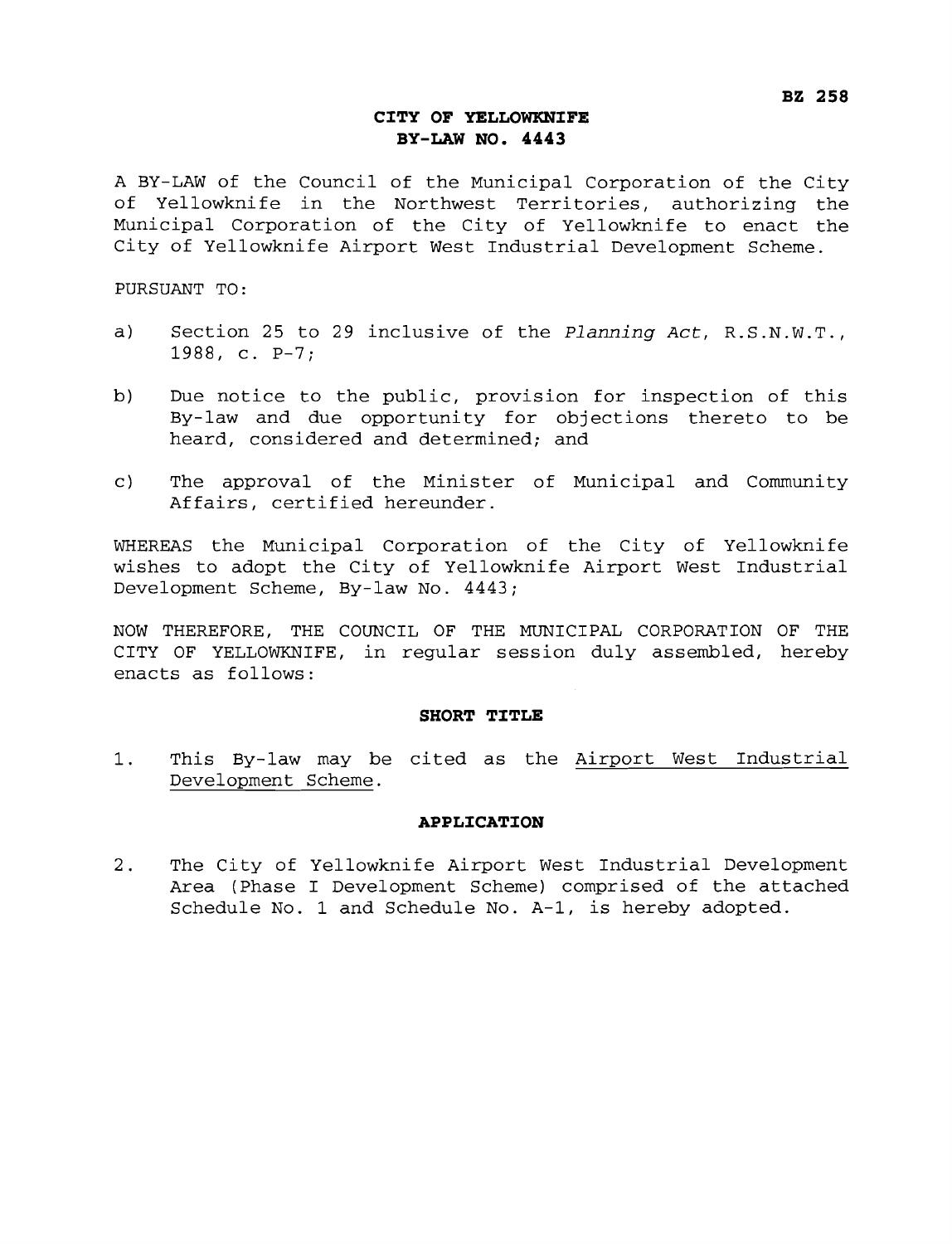BZ 258

# CITY OF YELLOWKNIFE
# BY-LAW NO. 4443

A BY-LAW of the Council of the Municipal Corporation of the City of Yellowknife in the Northwest Territories, authorizing the Municipal Corporation of the City of Yellowknife to enact the City of Yellowknife Airport West Industrial Development Scheme.

PURSUANT TO:

a) Section 25 to 29 inclusive of the *Planning Act*, R.S.N.W.T., 1988, c. P-7;

b) Due notice to the public, provision for inspection of this By-law and due opportunity for objections thereto to be heard, considered and determined; and

c) The approval of the Minister of Municipal and Community Affairs, certified hereunder.

WHEREAS the Municipal Corporation of the City of Yellowknife wishes to adopt the City of Yellowknife Airport West Industrial Development Scheme, By-law No. 4443;

NOW THEREFORE, THE COUNCIL OF THE MUNICIPAL CORPORATION OF THE CITY OF YELLOWKNIFE, in regular session duly assembled, hereby enacts as follows:

## SHORT TITLE

1. This By-law may be cited as the Airport West Industrial Development Scheme.

## APPLICATION

2. The City of Yellowknife Airport West Industrial Development Area (Phase I Development Scheme) comprised of the attached Schedule No. 1 and Schedule No. A-1, is hereby adopted.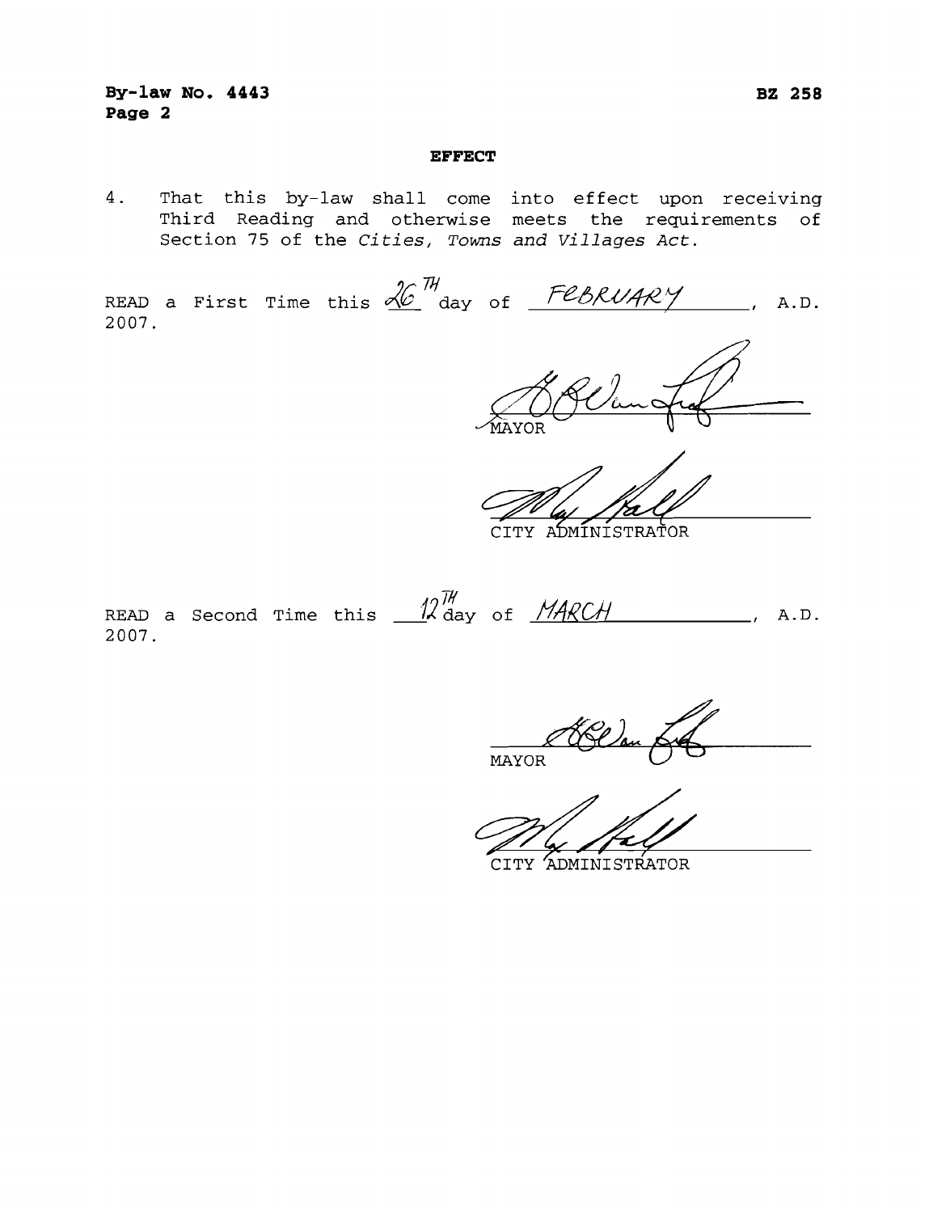**By-law No. 4443** **BZ 258**
**Page 2**

**EFFECT**

4. That this by-law shall come into effect upon receiving Third Reading and otherwise meets the requirements of Section 75 of the *Cities, Towns and Villages Act*.

READ a First Time this 26TH day of FEBRUARY, A.D. 2007.

MAYOR

CITY ADMINISTRATOR

READ a Second Time this 12TH day of MARCH, A.D. 2007.

MAYOR

CITY ADMINISTRATOR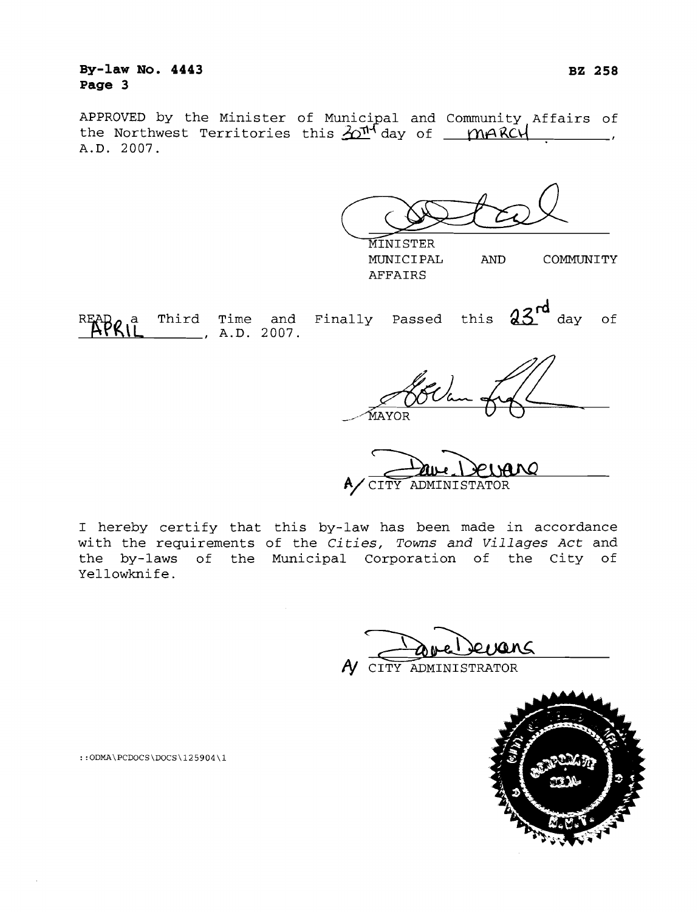By-law No. 4443 BZ 258

APPROVED by the Minister of Municipal and Community Affairs of the Northwest Territories this 30TH day of MARCH, A.D. 2007.

MINISTER
MUNICIPAL AND COMMUNITY AFFAIRS

READ a Third Time and Finally Passed this 23rd day of APRIL, A.D. 2007.

MAYOR

A/ CITY ADMINISTATOR

I hereby certify that this by-law has been made in accordance with the requirements of the *Cities, Towns and Villages Act* and the by-laws of the Municipal Corporation of the City of Yellowknife.

A/ CITY ADMINISTRATOR

::ODMA\PCDOCS\DOCS\125904\1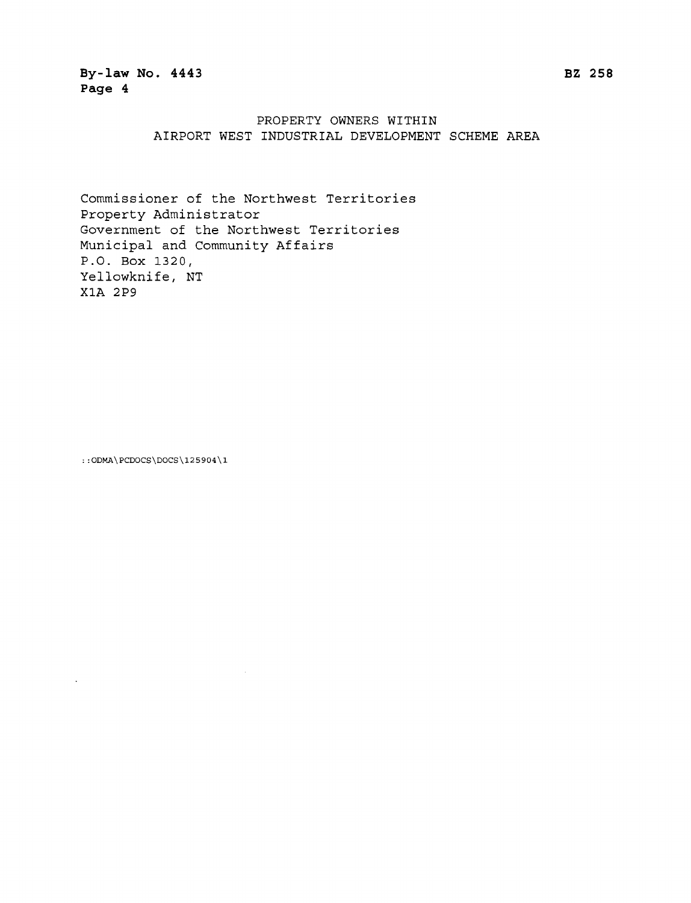# PROPERTY OWNERS WITHIN AIRPORT WEST INDUSTRIAL DEVELOPMENT SCHEME AREA

Commissioner of the Northwest Territories
Property Administrator
Government of the Northwest Territories
Municipal and Community Affairs
P.O. Box 1320,
Yellowknife, NT
X1A 2P9

::ODMA\PCDOCS\DOCS\125904\1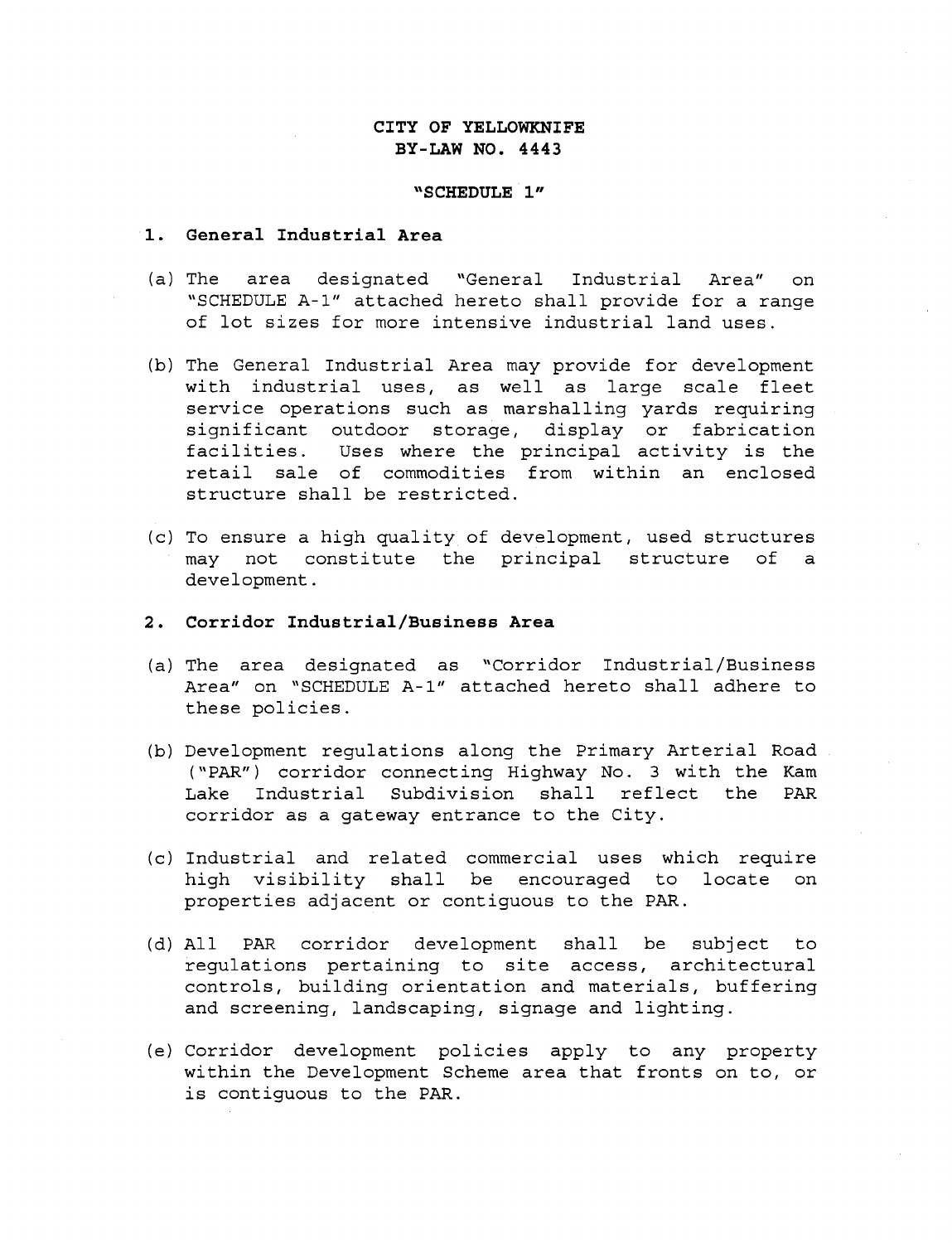**CITY OF YELLOWKNIFE**
**BY-LAW NO. 4443**

**"SCHEDULE 1"**

## 1. General Industrial Area

(a) The area designated "General Industrial Area" on "SCHEDULE A-1" attached hereto shall provide for a range of lot sizes for more intensive industrial land uses.

(b) The General Industrial Area may provide for development with industrial uses, as well as large scale fleet service operations such as marshalling yards requiring significant outdoor storage, display or fabrication facilities. Uses where the principal activity is the retail sale of commodities from within an enclosed structure shall be restricted.

(c) To ensure a high quality of development, used structures may not constitute the principal structure of a development.

## 2. Corridor Industrial/Business Area

(a) The area designated as "Corridor Industrial/Business Area" on "SCHEDULE A-1" attached hereto shall adhere to these policies.

(b) Development regulations along the Primary Arterial Road ("PAR") corridor connecting Highway No. 3 with the Kam Lake Industrial Subdivision shall reflect the PAR corridor as a gateway entrance to the City.

(c) Industrial and related commercial uses which require high visibility shall be encouraged to locate on properties adjacent or contiguous to the PAR.

(d) All PAR corridor development shall be subject to regulations pertaining to site access, architectural controls, building orientation and materials, buffering and screening, landscaping, signage and lighting.

(e) Corridor development policies apply to any property within the Development Scheme area that fronts on to, or is contiguous to the PAR.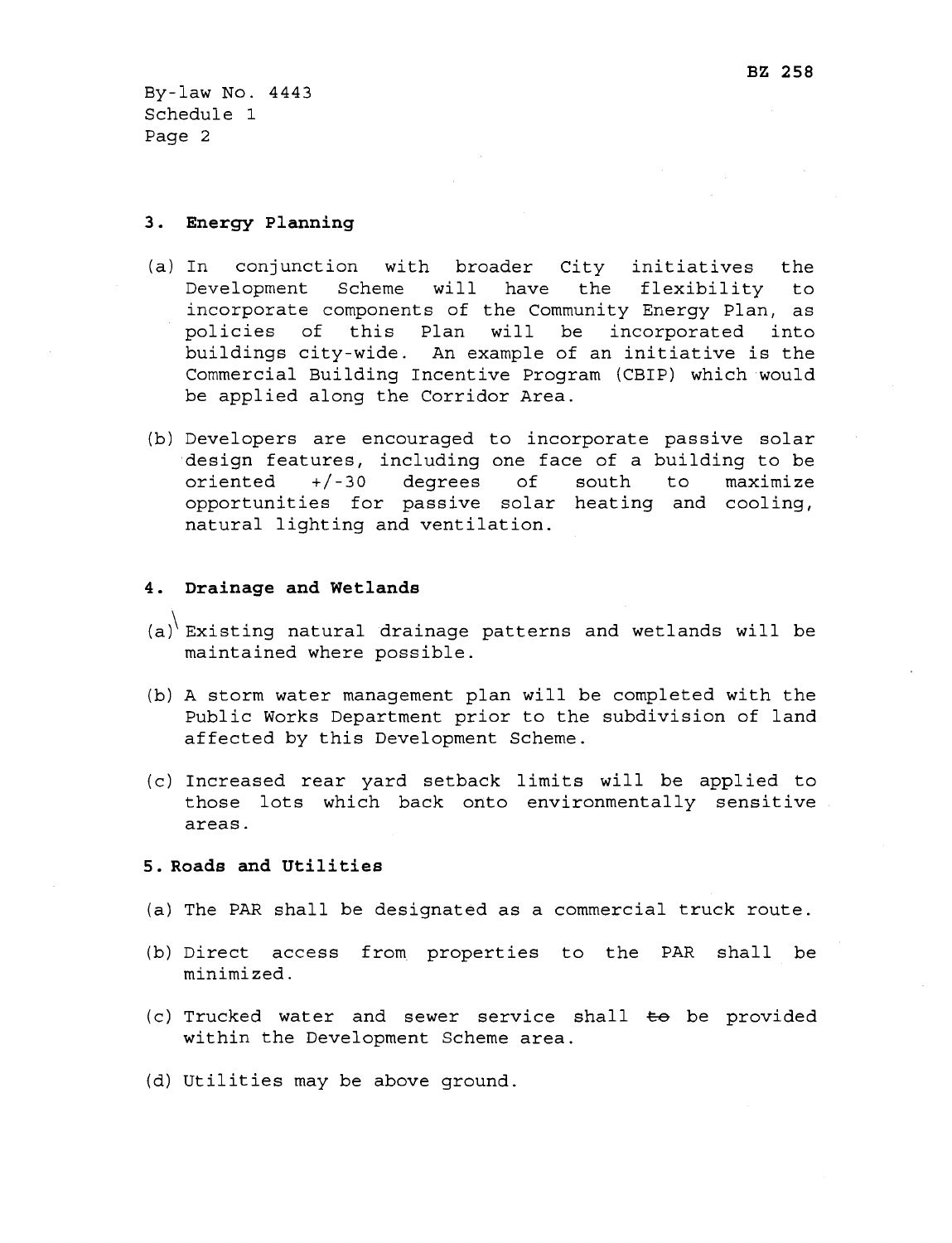### 3. Energy Planning

(a) In conjunction with broader City initiatives the Development Scheme will have the flexibility to incorporate components of the Community Energy Plan, as policies of this Plan will be incorporated into buildings city-wide. An example of an initiative is the Commercial Building Incentive Program (CBIP) which would be applied along the Corridor Area.

(b) Developers are encouraged to incorporate passive solar design features, including one face of a building to be oriented +/-30 degrees of south to maximize opportunities for passive solar heating and cooling, natural lighting and ventilation.

### 4. Drainage and Wetlands

(a) Existing natural drainage patterns and wetlands will be maintained where possible.

(b) A storm water management plan will be completed with the Public Works Department prior to the subdivision of land affected by this Development Scheme.

(c) Increased rear yard setback limits will be applied to those lots which back onto environmentally sensitive areas.

### 5. Roads and Utilities

(a) The PAR shall be designated as a commercial truck route.

(b) Direct access from properties to the PAR shall be minimized.

(c) Trucked water and sewer service shall ~~to~~ be provided within the Development Scheme area.

(d) Utilities may be above ground.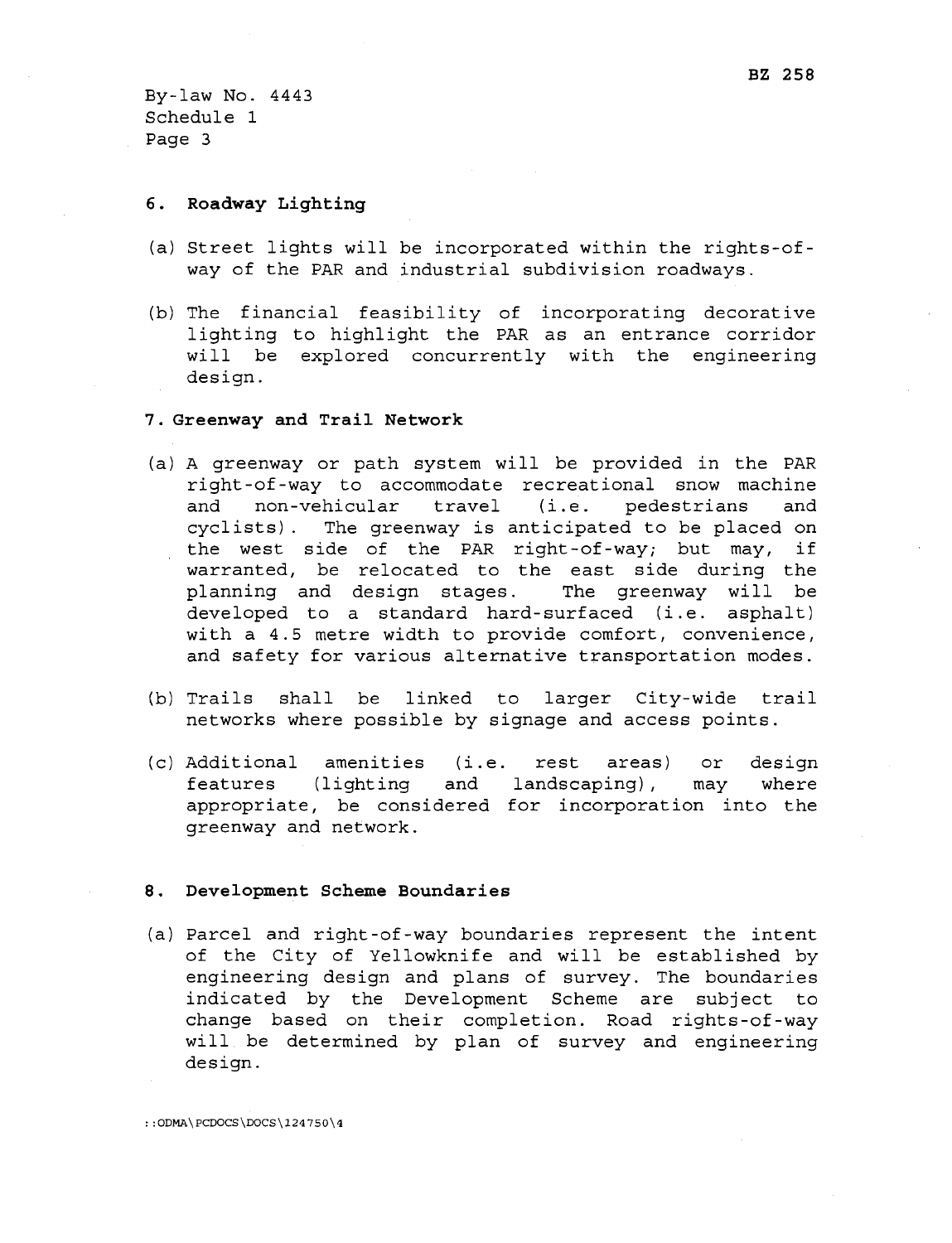## 6. Roadway Lighting

(a) Street lights will be incorporated within the rights-of-way of the PAR and industrial subdivision roadways.

(b) The financial feasibility of incorporating decorative lighting to highlight the PAR as an entrance corridor will be explored concurrently with the engineering design.

## 7. Greenway and Trail Network

(a) A greenway or path system will be provided in the PAR right-of-way to accommodate recreational snow machine and non-vehicular travel (i.e. pedestrians and cyclists). The greenway is anticipated to be placed on the west side of the PAR right-of-way; but may, if warranted, be relocated to the east side during the planning and design stages. The greenway will be developed to a standard hard-surfaced (i.e. asphalt) with a 4.5 metre width to provide comfort, convenience, and safety for various alternative transportation modes.

(b) Trails shall be linked to larger City-wide trail networks where possible by signage and access points.

(c) Additional amenities (i.e. rest areas) or design features (lighting and landscaping), may where appropriate, be considered for incorporation into the greenway and network.

## 8. Development Scheme Boundaries

(a) Parcel and right-of-way boundaries represent the intent of the City of Yellowknife and will be established by engineering design and plans of survey. The boundaries indicated by the Development Scheme are subject to change based on their completion. Road rights-of-way will be determined by plan of survey and engineering design.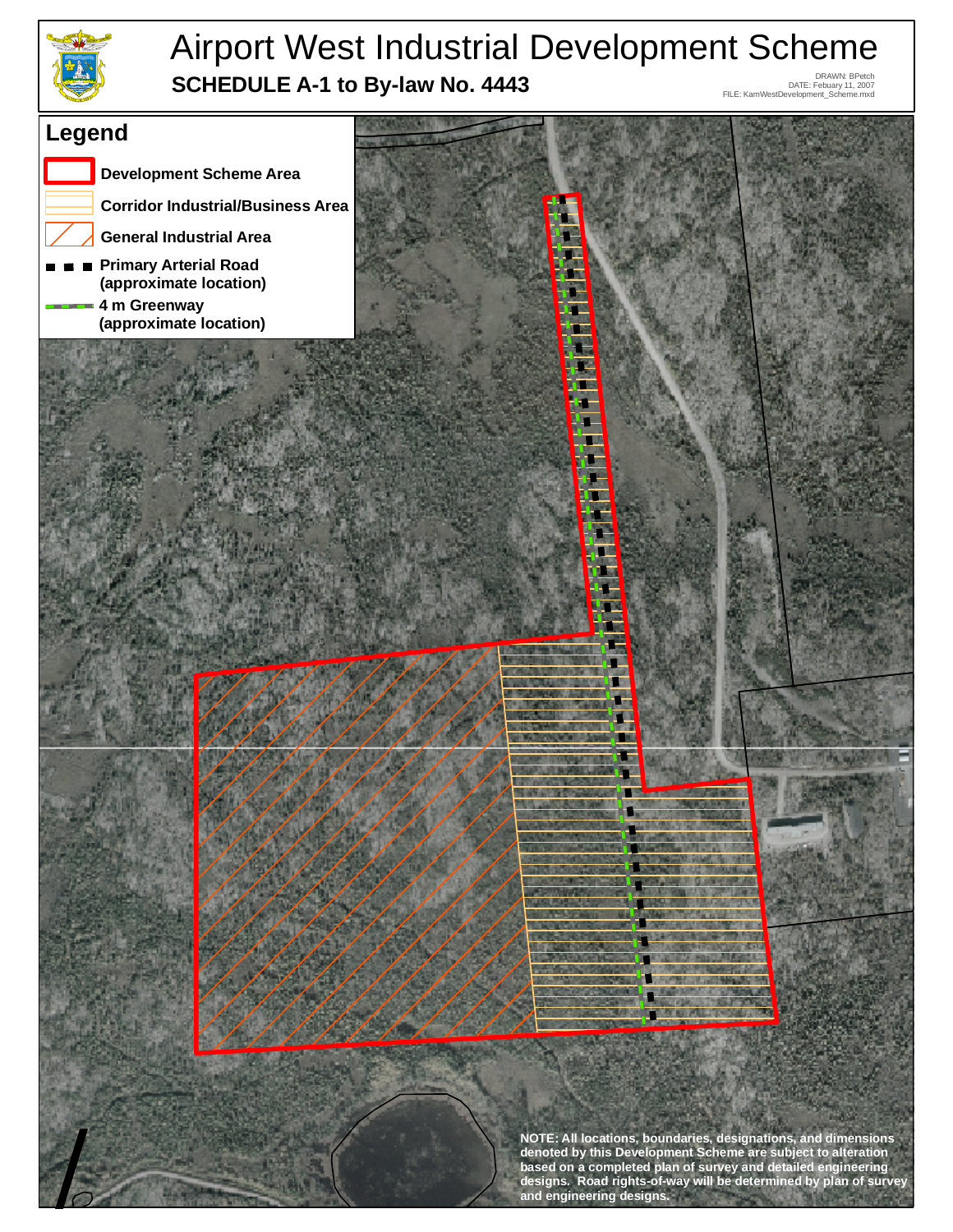# Airport West Industrial Development Scheme

## SCHEDULE A-1 to By-law No. 4443

DRAWN: BPetch
DATE: Febuary 11, 2007
FILE: KamWestDevelopment_Scheme.mxd

### Legend

- Development Scheme Area
- Corridor Industrial/Business Area
- General Industrial Area
- Primary Arterial Road (approximate location)
- 4 m Greenway (approximate location)

**NOTE: All locations, boundaries, designations, and dimensions denoted by this Development Scheme are subject to alteration based on a completed plan of survey and detailed engineering designs. Road rights-of-way will be determined by plan of survey and engineering designs.**